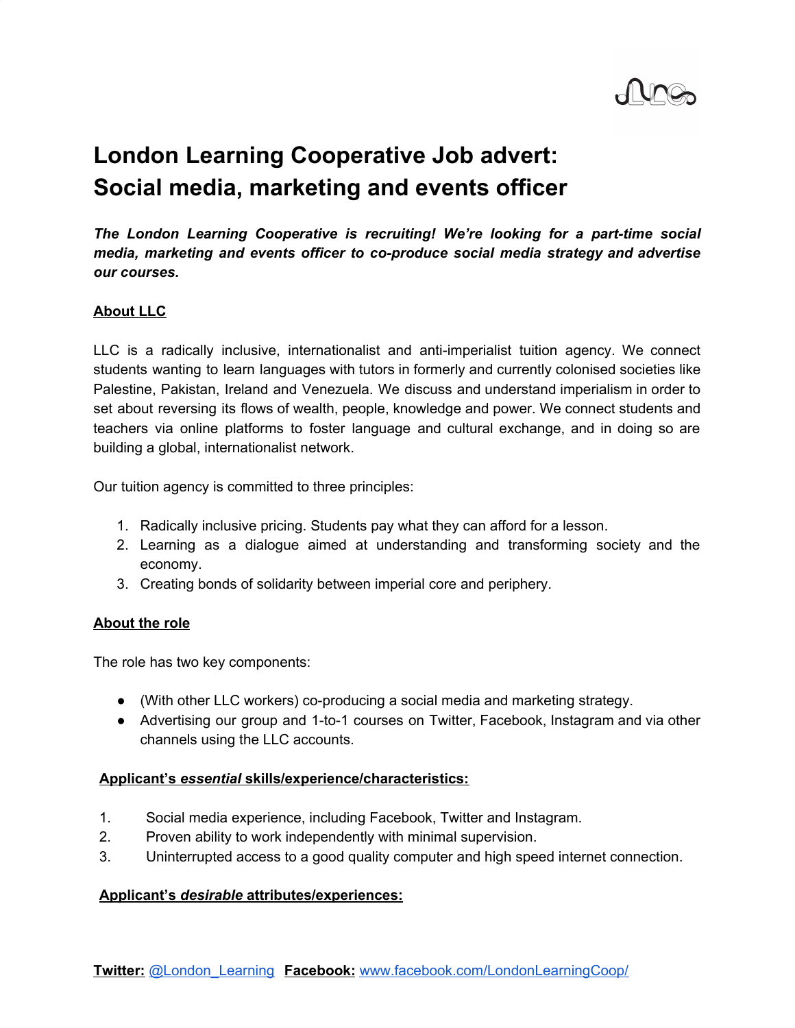# London Learning Cooperative Job advert: Social media, marketing and events officer

***The London Learning Cooperative is recruiting! We're looking for a part-time social media, marketing and events officer to co-produce social media strategy and advertise our courses.***

**<u>About LLC</u>**

LLC is a radically inclusive, internationalist and anti-imperialist tuition agency. We connect students wanting to learn languages with tutors in formerly and currently colonised societies like Palestine, Pakistan, Ireland and Venezuela. We discuss and understand imperialism in order to set about reversing its flows of wealth, people, knowledge and power. We connect students and teachers via online platforms to foster language and cultural exchange, and in doing so are building a global, internationalist network.

Our tuition agency is committed to three principles:

1. Radically inclusive pricing. Students pay what they can afford for a lesson.
2. Learning as a dialogue aimed at understanding and transforming society and the economy.
3. Creating bonds of solidarity between imperial core and periphery.

**<u>About the role</u>**

The role has two key components:

- (With other LLC workers) co-producing a social media and marketing strategy.
- Advertising our group and 1-to-1 courses on Twitter, Facebook, Instagram and via other channels using the LLC accounts.

**<u>Applicant's *essential* skills/experience/characteristics:</u>**

1. Social media experience, including Facebook, Twitter and Instagram.
2. Proven ability to work independently with minimal supervision.
3. Uninterrupted access to a good quality computer and high speed internet connection.

**<u>Applicant's *desirable* attributes/experiences:</u>**

**Twitter:** @London_Learning **Facebook:** www.facebook.com/LondonLearningCoop/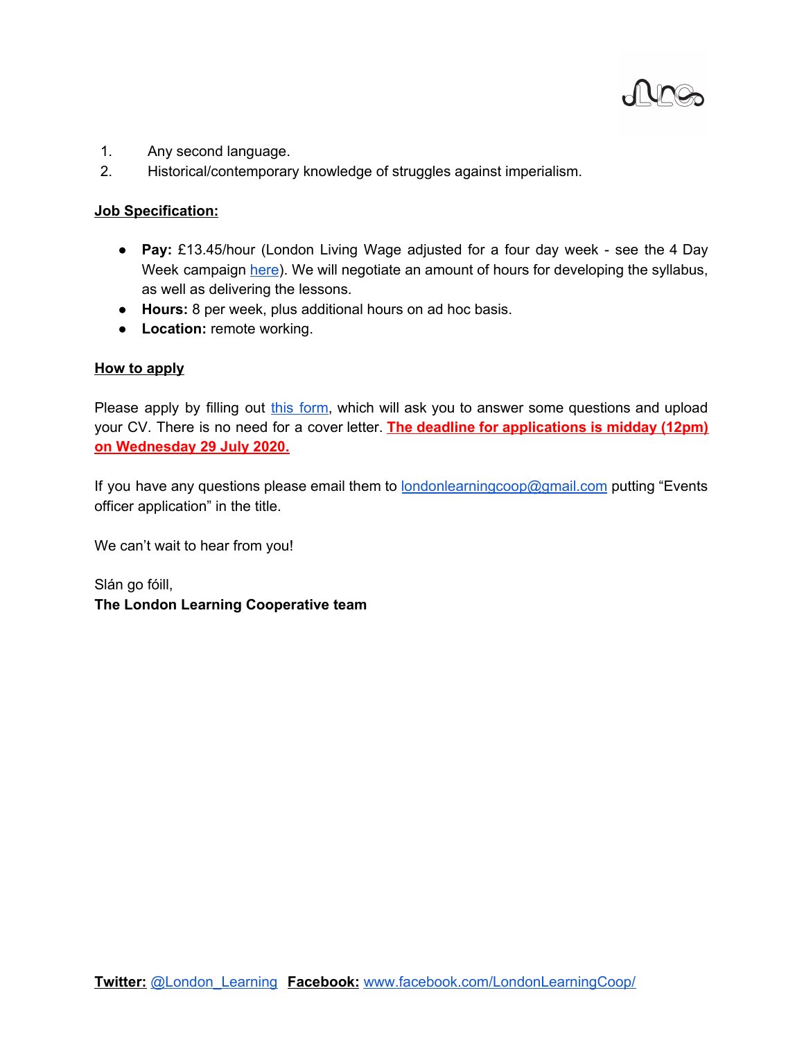1. Any second language.
2. Historical/contemporary knowledge of struggles against imperialism.

**Job Specification:**

- **Pay:** £13.45/hour (London Living Wage adjusted for a four day week - see the 4 Day Week campaign here). We will negotiate an amount of hours for developing the syllabus, as well as delivering the lessons.
- **Hours:** 8 per week, plus additional hours on ad hoc basis.
- **Location:** remote working.

**How to apply**

Please apply by filling out this form, which will ask you to answer some questions and upload your CV. There is no need for a cover letter. **The deadline for applications is midday (12pm) on Wednesday 29 July 2020.**

If you have any questions please email them to londonlearningcoop@gmail.com putting "Events officer application" in the title.

We can't wait to hear from you!

Slán go fóill,
**The London Learning Cooperative team**

**Twitter:** @London_Learning **Facebook:** www.facebook.com/LondonLearningCoop/